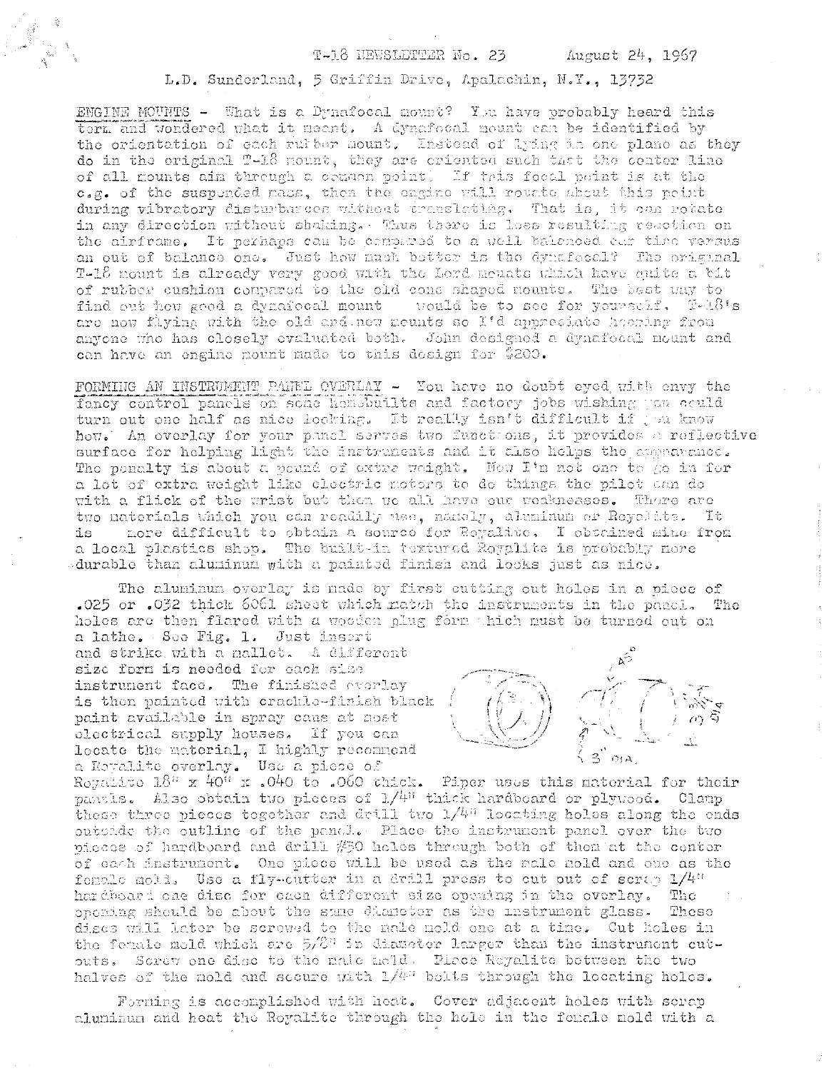T-18 NEWSLETTER No. 23 August 24, 1967

L.D. Sunderland, 5 Griffin Drive, Apalachin, N.Y., 13732

ENGINE MOUNTS - What is a Dynafocal mount? You have probably heard this term and wondered what it meant. A dynafocal mount can be identified by the orientation of each rubber mount. Instead of lying in one plane as they do in the original T-18 mount, they are oriented such that the center line of all mounts aim through a common point. If this focal point is at the c.g. of the suspended mass, then the engine will rotate about this point during vibratory disturbances without translating. That is, it can rotate in any direction without shaking. Thus there is less resulting reaction on the airframe. It perhaps can be compared to a well balanced car tire versus an out of balance one. Just how much better is the dynafocal? The original T-18 mount is already very good with the Lord mounts which have quite a bit of rubber cushion compared to the old cone shaped mounts. The best way to find out how good a dynafocal mount would be to see for yourself. T-18's are now flying with the old and new mounts so I'd appreciate hearing from anyone who has closely evaluated both. John designed a dynafocal mount and can have an engine mount made to this design for $200.

FORMING AN INSTRUMENT PANEL OVERLAY - You have no doubt eyed with envy the fancy control panels on some homebuilts and factory jobs wishing you could turn out one half as nice looking. It really isn't difficult if you know how. An overlay for your panel serves two functions, it provides a reflective surface for helping light the instruments and it also helps the appearance. The penalty is about a pound of extra weight. Now I'm not one to go in for a lot of extra weight like electric motors to do things the pilot can do with a flick of the wrist but then we all have our weaknesses. There are two materials which you can readily use, namely, aluminum or Royalite. It is more difficult to obtain a source for Royalite, I obtained mine from a local plastics shop. The built-in textured Royalite is probably more durable than aluminum with a painted finish and looks just as nice.

The aluminum overlay is made by first cutting out holes in a piece of .025 or .032 thick 6061 sheet which match the instruments in the panel. The holes are then flared with a wooden plug form which must be turned out on a lathe. See Fig. 1. Just insert and strike with a mallet. A different size form is needed for each size instrument face. The finished overlay is then painted with crackle-finish black paint available in spray cans at most electrical supply houses. If you can locate the material, I highly recommend a Royalite overlay. Use a piece of Royalite 18" x 40" x .040 to .060 thick. Piper uses this material for their panels. Also obtain two pieces of 1/4" thick hardboard or plywood. Clamp these three pieces together and drill two 1/4" locating holes along the ends outside the outline of the panel. Place the instrument panel over the two pieces of hardboard and drill #30 holes through both of them at the center of each instrument. One piece will be used as the male mold and one as the female mold. Use a fly-cutter in a drill press to cut out of scrap 1/4" hardboard one disc for each different size opening in the overlay. The opening should be about the same diameter as the instrument glass. These discs will later be screwed to the male mold one at a time. Cut holes in the female mold which are 5/8" in diameter larger than the instrument cut-outs. Screw one disc to the male mold. Place Royalite between the two halves of the mold and secure with 1/4" bolts through the locating holes.

Forming is accomplished with heat. Cover adjacent holes with scrap aluminum and heat the Royalite through the hole in the female mold with a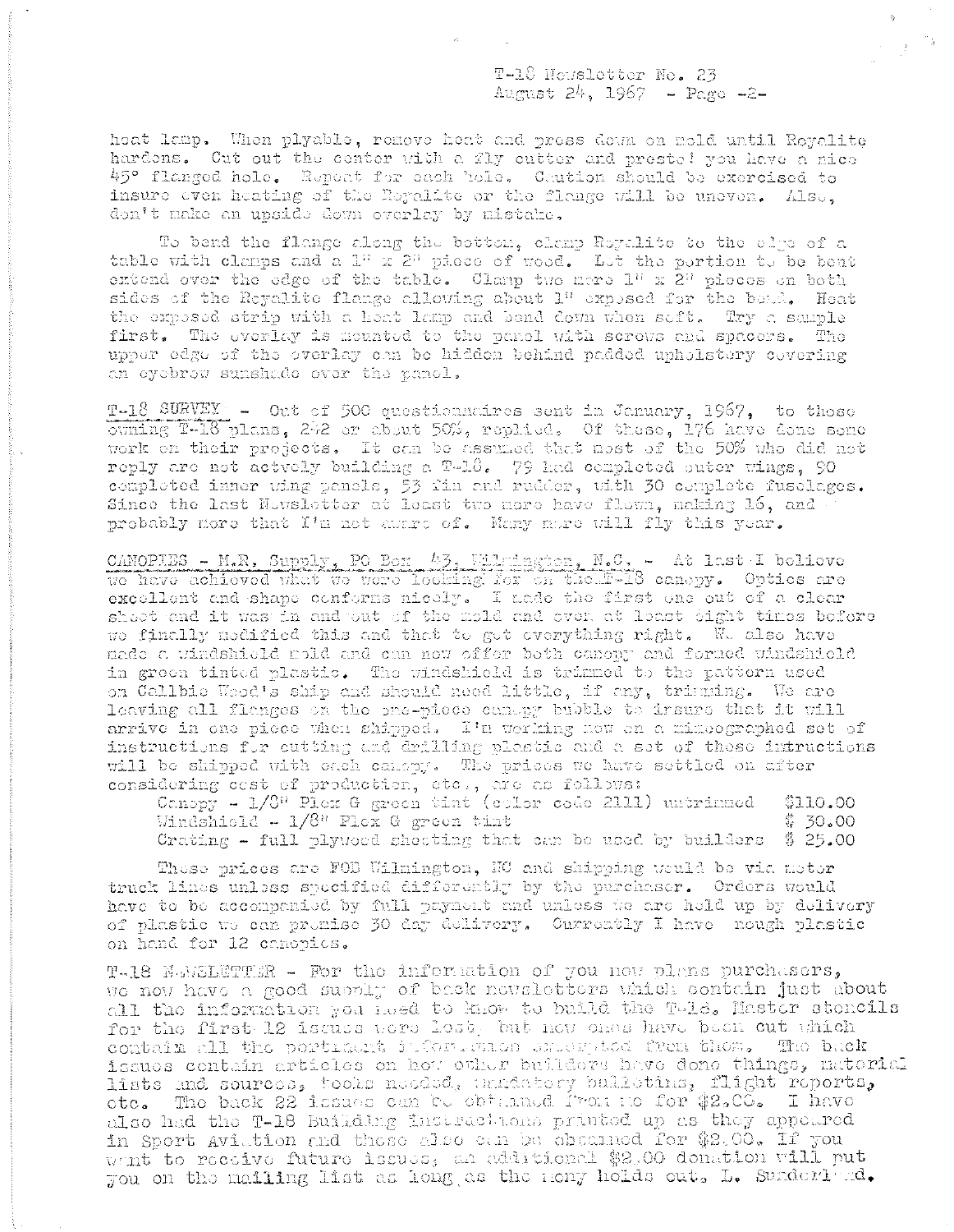heat lamp. When plyable, remove heat and press down on mold until Royalite hardens. Cut out the center with a fly cutter and presto! you have a nice 45° flanged hole. Repeat for each hole. Caution should be exercised to insure even heating of the Royalite or the flange will be uneven. Also, don't make an upside down overlay by mistake.

To bend the flange along the bottom, clamp Royalite to the edge of a table with clamps and a 1" x 2" piece of wood. Let the portion to be bent extend over the edge of the table. Clamp two more 1" x 2" pieces on both sides of the Royalite flange allowing about 1" exposed for the bend. Heat the exposed strip with a heat lamp and bend down when soft. Try a sample first. The overlay is mounted to the panel with screws and spacers. The upper edge of the overlay can be hidden behind padded upholstery covering an eyebrow sunshade over the panel.

<u>T-18 SURVEY</u> - Out of 500 questionnaires sent in January, 1967, to those owning T-18 plans, 242 or about 50%, replied. Of these, 176 have done some work on their projects. It can be assumed that most of the 50% who did not reply are not actvely building a T-18. 79 had completed outer wings, 90 completed inner wing panels, 53 fin and rudder, with 30 complete fuselages. Since the last Newsletter at least two more have flown, making 16, and probably more that I'm not aware of. Many more will fly this year.

<u>CANOPIES - M.R. Supply, PO Box 43, Wilmington, N.C.</u> - At last I believe we have achieved what we were looking for on the T-18 canopy. Optics are excellent and shape conforms nicely. I made the first one out of a clear sheet and it was in and out of the mold and oven at least eight times before we finally modified this and that to get everything right. We also have made a windshield mold and can now offer both canopy and formed windshield in green tinted plastic. The windshield is trimmed to the pattern used on Callbie Wood's ship and should need little, if any, trimming. We are leaving all flanges on the one-piece canopy bubble to insure that it will arrive in one piece when shipped. I'm working now on a mimeographed set of instructions for cutting and drilling plastic and a set of these intructions will be shipped with each canopy. The prices we have settled on after considering cost of production, etc., are as follows:

| | |
|---|---|
| Canopy - 1/8" Plex G green tint (color code 2111) untrimmed | $110.00 |
| Windshield - 1/8" Plex G green tint | $ 30.00 |
| Crating - full plywood sheeting that can be used by builders | $ 25.00 |

These prices are FOB Wilmington, NC and shipping would be via motor truck lines unless specified differently by the purchaser. Orders would have to be accompanied by full payment and unless we are held up by delivery of plastic we can promise 30 day delivery. Currently I have nough plastic on hand for 12 canopies.

T-18 NEWSLETTER - For the information of you new plans purchasers, we now have a good supply of back newsletters which contain just about all the information you need to know to build the T-18. Master stencils for the first 12 issues were lost, but new ones have been cut which contain all the pertinent information excerpted from them. The back issues contain articles on how other builders have done things, material lists and sources, tools needed, mandatory bulletins, flight reports, etc. The back 22 issues can be obtained from me for $2.00. I have also had the T-18 Building instructions printed up as they appeared in Sport Aviation and these also can be obtained for $2.00. If you want to receive future issues, an additional $2.00 donation will put you on the mailing list as long as the money holds out. L. Sunderland.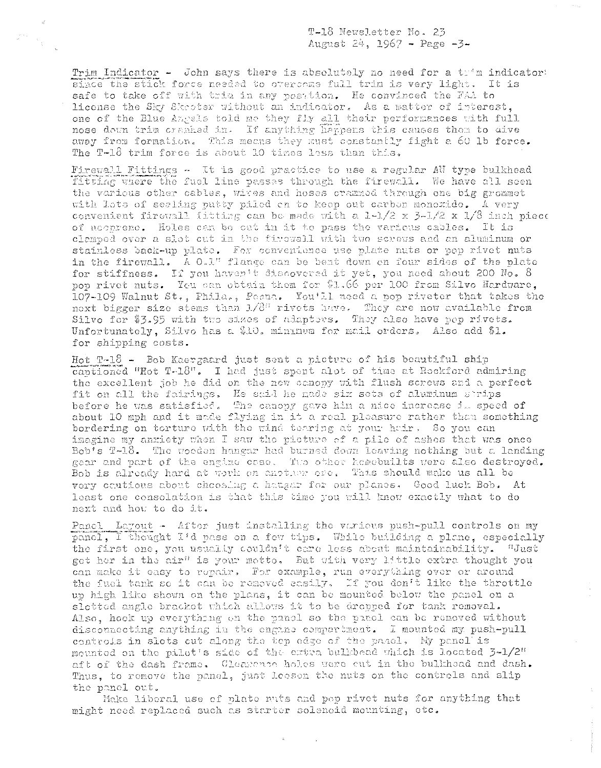Trim Indicator - John says there is absolutely no need for a trim indicator since the stick force needed to overcome full trim is very light. It is safe to take off with trim in any position. He convinced the FAA to license the Sky Skooter without an indicator. As a matter of interest, one of the Blue Angels told me they fly all their performances with full nose down trim cranked in. If anything happens this causes them to dive away from formation. This means they must constantly fight a 60 lb force. The T-18 trim force is about 10 times less than this.

Firewall Fittings - It is good practice to use a regular AN type bulkhead fitting where the fuel line passes through the firewall. We have all seen the various other cables, wires and hoses crammed through one big grommet with lots of sealing putty piled on to keep out carbon monoxide. A very convenient firewall fitting can be made with a 1-1/2 x 3-1/2 x 1/8 inch piece of neoprene. Holes can be cut in it to pass the various cables. It is clamped over a slot cut in the firewall with two screws and an aluminum or stainless back-up plate. For convenience use plate nuts or pop rivet nuts in the firewall. A 0.1" flange can be bent down on four sides of the plate for stiffness. If you haven't discovered it yet, you need about 200 No. 8 pop rivet nuts. You can obtain them for $1.66 per 100 from Silvo Hardware, 107-109 Walnut St., Phila., Penna. You'll need a pop riveter that takes the next bigger size stems than 1/8" rivets have. They are now available from Silvo for $3.95 with two sizes of adapters. They also have pop rivets. Unfortunately, Silvo has a $10. minimum for mail orders. Also add $1. for shipping costs.

Hot T-18 - Bob Kaergaard just sent a picture of his beautiful ship captioned "Hot T-18". I had just spent alot of time at Rockford admiring the excellent job he did on the new canopy with flush screws and a perfect fit on all the fairings. He said he made six sets of aluminum strips before he was satisfied. The canopy gave him a nice increase in speed of about 10 mph and it made flying in it a real pleasure rather than something bordering on torture with the wind tearing at your hair. So you can imagine my anxiety when I saw the picture of a pile of ashes that was once Bob's T-18. The wooden hangar had burned down leaving nothing but a landing gear and part of the engine case. Two other homebuilts were also destroyed. Bob is already hard at work on another one. This should make us all be very cautious about choosing a hangar for our planes. Good luck Bob. At least one consolation is that this time you will know exactly what to do next and how to do it.

Panel Layout - After just installing the various push-pull controls on my panel, I thought I'd pass on a few tips. While building a plane, especially the first one, you usually couldn't care less about maintainability. "Just get her in the air" is your motto. But with very little extra thought you can make it easy to repair. For example, run everything over or around the fuel tank so it can be removed easily. If you don't like the throttle up high like shown on the plans, it can be mounted below the panel on a slotted angle bracket which allows it to be dropped for tank removal. Also, hook up everything on the panel so the panel can be removed without disconnecting anything in the engine compartment. I mounted my push-pull controls in slots cut along the top edge of the panel. My panel is mounted on the pilot's side of the extra bulkhead which is located 3-1/2" aft of the dash frame. Clearance holes were cut in the bulkhead and dash. Thus, to remove the panel, just loosen the nuts on the controls and slip the panel out.

Make liberal use of plate nuts and pop rivet nuts for anything that might need replaced such as starter solenoid mounting, etc.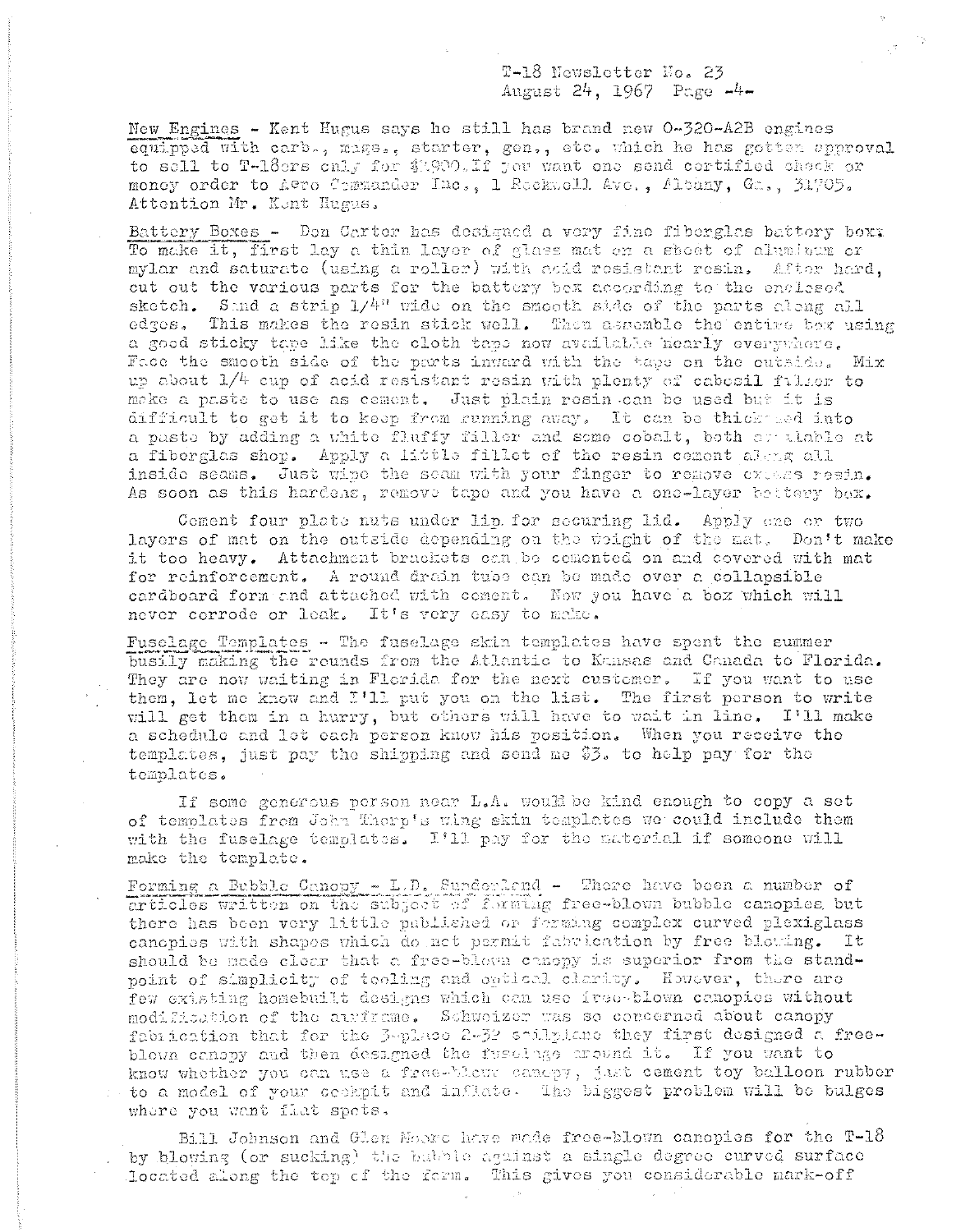New Engines - Kent Hugus says he still has brand new O-320-A2B engines equipped with carb., mags., starter, gen., etc. which he has gotten approval to sell to T-18ers only for $1900. If you want one send certified check or money order to Aero Commander Inc., 1 Rockwell Ave., Albany, Ga., 31705. Attention Mr. Kent Hugus.

Battery Boxes - Don Carter has designed a very fine fiberglas battery box. To make it, first lay a thin layer of glass mat on a sheet of aluminum or mylar and saturate (using a roller) with acid resistant resin. After hard, cut out the various parts for the battery box according to the enclosed sketch. Sand a strip 1/4" wide on the smooth side of the parts along all edges. This makes the resin stick well. Then assemble the entire box using a good sticky tape like the cloth tape now available nearly everywhere. Face the smooth side of the parts inward with the tape on the outside. Mix up about 1/4 cup of acid resistant resin with plenty of cabosil filler to make a paste to use as cement. Just plain resin can be used but it is difficult to get it to keep from running away. It can be thickened into a paste by adding a white fluffy filler and some cobalt, both available at a fiberglas shop. Apply a little fillet of the resin cement along all inside seams. Just wipe the seam with your finger to remove excess resin. As soon as this hardens, remove tape and you have a one-layer battery box.

Cement four plate nuts under lip for securing lid. Apply one or two layers of mat on the outside depending on the weight of the mat. Don't make it too heavy. Attachment brackets can be cemented on and covered with mat for reinforcement. A round drain tube can be made over a collapsible cardboard form and attached with cement. Now you have a box which will never corrode or leak. It's very easy to make.

Fuselage Templates - The fuselage skin templates have spent the summer busily making the rounds from the Atlantic to Kansas and Canada to Florida. They are now waiting in Florida for the next customer. If you want to use them, let me know and I'll put you on the list. The first person to write will get them in a hurry, but others will have to wait in line. I'll make a schedule and let each person know his position. When you receive the templates, just pay the shipping and send me $3. to help pay for the templates.

If some generous person near L.A. would be kind enough to copy a set of templates from John Thorp's wing skin templates we could include them with the fuselage templates. I'll pay for the material if someone will make the template.

Forming a Bubble Canopy - L.D. Sunderland - There have been a number of articles written on the subject of forming free-blown bubble canopies but there has been very little published on forming complex curved plexiglass canopies with shapes which do not permit fabrication by free blowing. It should be made clear that a free-blown canopy is superior from the standpoint of simplicity of tooling and optical clarity. However, there are few existing homebuilt designs which can use free-blown canopies without modification of the airframe. Schweizer was so concerned about canopy fabrication that for the 3-place 2-32 sailplane they first designed a free-blown canopy and then designed the fuselage around it. If you want to know whether you can use a free-blown canopy, just cement toy balloon rubber to a model of your cockpit and inflate. The biggest problem will be bulges where you want flat spots.

Bill Johnson and Glen Moore have made free-blown canopies for the T-18 by blowing (or sucking) the bubble against a single degree curved surface located along the top of the form. This gives you considerable mark-off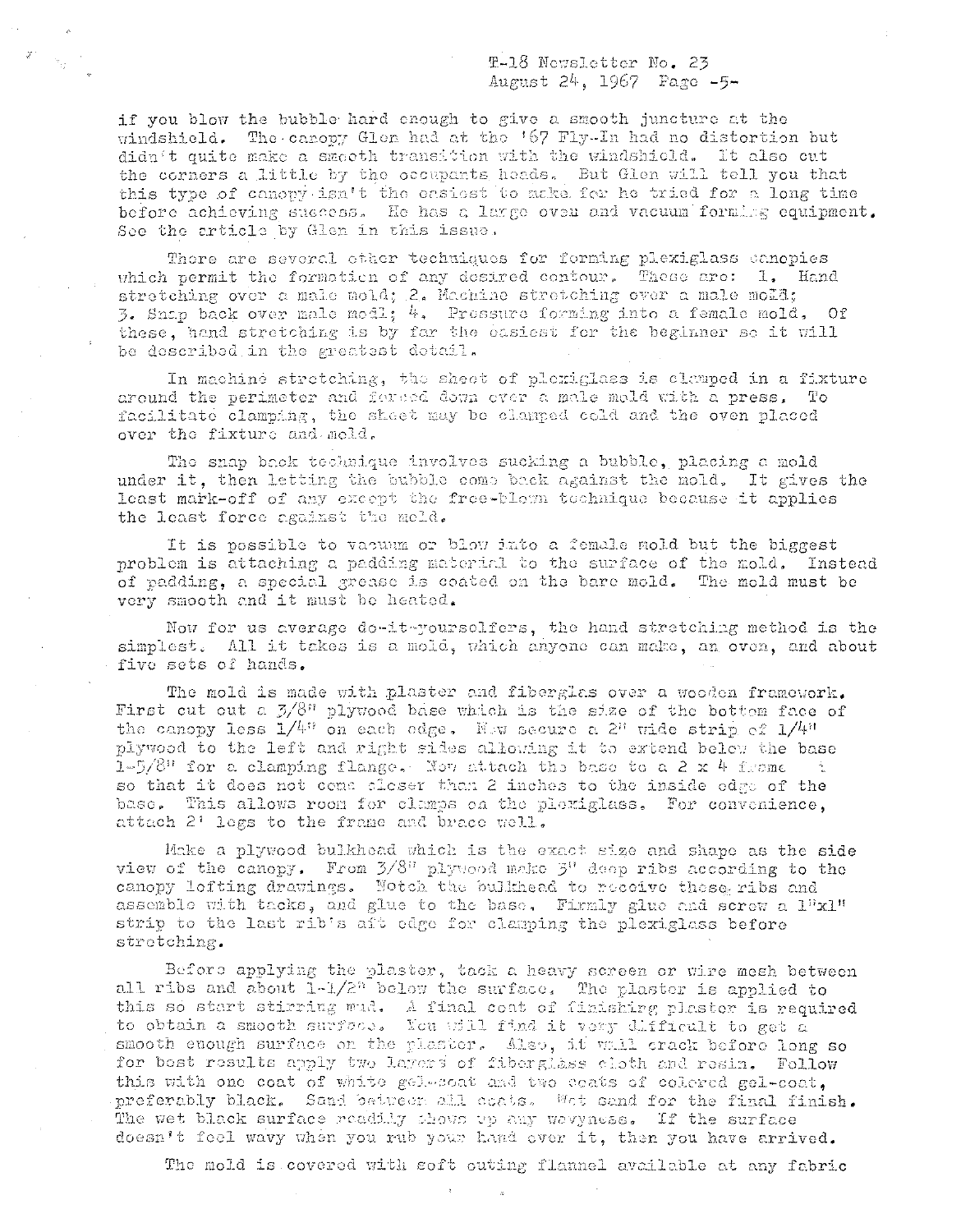if you blow the bubble hard enough to give a smooth juncture at the windshield. The canopy Glen had at the '67 Fly-In had no distortion but didn't quite make a smooth transition with the windshield. It also cut the corners a little by the occupants heads. But Glen will tell you that this type of canopy isn't the easiest to make for he tried for a long time before achieving success. He has a large oven and vacuum forming equipment. See the article by Glen in this issue.

There are several other techniques for forming plexiglass canopies which permit the formation of any desired contour. These are: 1. Hand stretching over a male mold; 2. Machine stretching over a male mold; 3. Snap back over male modl; 4. Pressure forming into a female mold. Of these, hand stretching is by far the easiest for the beginner so it will be described in the greatest detail.

In machine stretching, the sheet of plexiglass is clamped in a fixture around the perimeter and forced down over a male mold with a press. To facilitate clamping, the sheet may be clamped cold and the oven placed over the fixture and mold.

The snap back technique involves sucking a bubble, placing a mold under it, then letting the bubble come back against the mold. It gives the least mark-off of any except the free-blown technique because it applies the least force against the mold.

It is possible to vacuum or blow into a female mold but the biggest problem is attaching a padding material to the surface of the mold. Instead of padding, a special grease is coated on the bare mold. The mold must be very smooth and it must be heated.

Now for us average do-it-yourselfers, the hand stretching method is the simplest. All it takes is a mold, which anyone can make, an oven, and about five sets of hands.

The mold is made with plaster and fiberglas over a wooden framework. First cut out a 3/8" plywood base which is the size of the bottom face of the canopy less 1/4" on each edge. Now secure a 2" wide strip of 1/4" plywood to the left and right sides allowing it to extend below the base 1-5/8" for a clamping flange. Now attach the base to a 2 x 4 frame so that it does not come closer than 2 inches to the inside edge of the base. This allows room for clamps on the plexiglass. For convenience, attach 2' legs to the frame and brace well.

Make a plywood bulkhead which is the exact size and shape as the side view of the canopy. From 3/8" plywood make 5" deep ribs according to the canopy lofting drawings. Notch the bulkhead to receive these ribs and assemble with tacks, and glue to the base. Firmly glue and screw a 1"x1" strip to the last rib's aft edge for clamping the plexiglass before stretching.

Before applying the plaster, tack a heavy screen or wire mesh between all ribs and about 1-1/2" below the surface. The plaster is applied to this so start stirring mud. A final coat of finishing plaster is required to obtain a smooth surface. You will find it very difficult to get a smooth enough surface on the plaster. Also, it will crack before long so for best results apply two layers of fiberglass cloth and resin. Follow this with one coat of white gel-coat and two coats of colored gel-coat, preferably black. Sand between all coats. Wet sand for the final finish. The wet black surface readily shows up any wavyness. If the surface doesn't feel wavy when you rub your hand over it, then you have arrived.

The mold is covered with soft outing flannel available at any fabric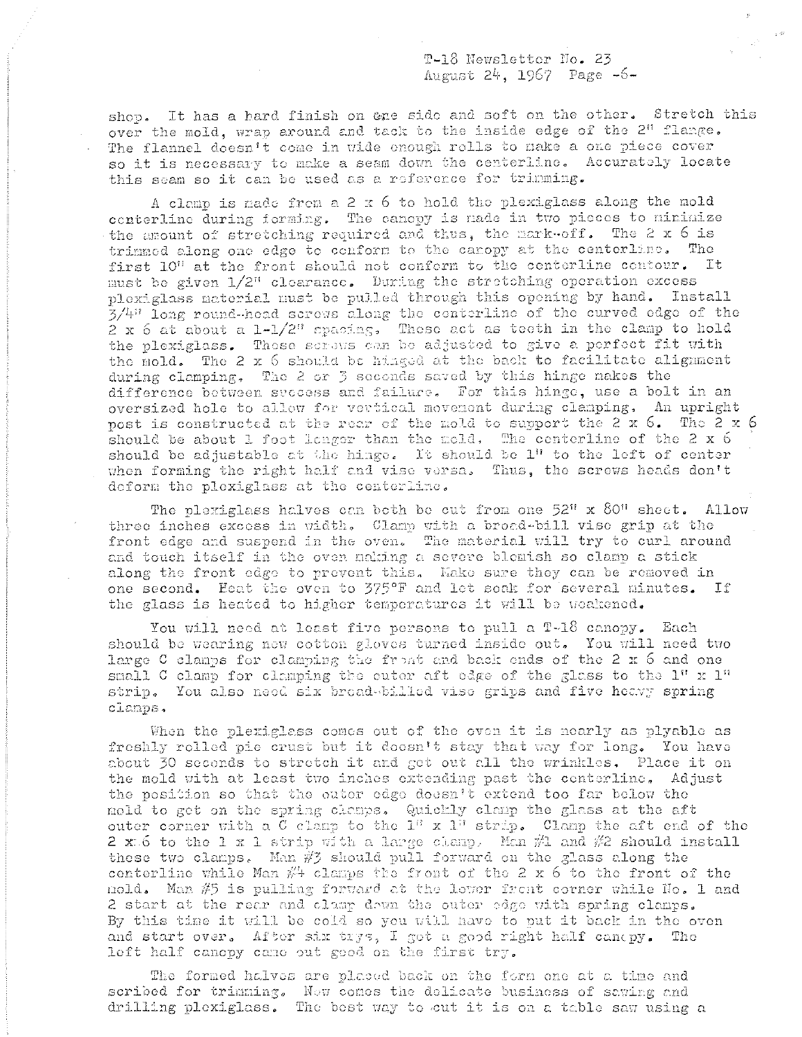shop. It has a hard finish on one side and soft on the other. Stretch this over the mold, wrap around and tack to the inside edge of the 2" flange. The flannel doesn't come in wide enough rolls to make a one piece cover so it is necessary to make a seam down the centerline. Accurately locate this seam so it can be used as a reference for trimming.

A clamp is made from a 2 x 6 to hold the plexiglass along the mold centerline during forming. The canopy is made in two pieces to minimize the amount of stretching required and thus, the mark-off. The 2 x 6 is trimmed along one edge to conform to the canopy at the centerline. The first 10" at the front should not conform to the centerline contour. It must be given 1/2" clearance. During the stretching operation excess plexiglass material must be pulled through this opening by hand. Install 3/4" long round-head screws along the centerline of the curved edge of the 2 x 6 at about a 1-1/2" spacing. These act as teeth in the clamp to hold the plexiglass. These screws can be adjusted to give a perfect fit with the mold. The 2 x 6 should be hinged at the back to facilitate alignment during clamping. The 2 or 3 seconds saved by this hinge makes the difference between success and failure. For this hinge, use a bolt in an oversized hole to allow for vertical movement during clamping. An upright post is constructed at the rear of the mold to support the 2 x 6. The 2 x 6 should be about 1 foot longer than the mold. The centerline of the 2 x 6 should be adjustable at the hinge. It should be 1" to the left of center when forming the right half and vise versa. Thus, the screws heads don't deform the plexiglass at the centerline.

The plexiglass halves can both be cut from one 52" x 80" sheet. Allow three inches excess in width. Clamp with a broad-bill vise grip at the front edge and suspend in the oven. The material will try to curl around and touch itself in the oven making a severe blemish so clamp a stick along the front edge to prevent this. Make sure they can be removed in one second. Heat the oven to 375°F and let soak for several minutes. If the glass is heated to higher temperatures it will be weakened.

You will need at least five persons to pull a T-18 canopy. Each should be wearing new cotton gloves turned inside out. You will need two large C clamps for clamping the front and back ends of the 2 x 6 and one small C clamp for clamping the outer aft edge of the glass to the 1" x 1" strip. You also need six broad-billed vise grips and five heavy spring clamps.

When the plexiglass comes out of the oven it is nearly as plyable as freshly rolled pie crust but it doesn't stay that way for long. You have about 30 seconds to stretch it and get out all the wrinkles. Place it on the mold with at least two inches extending past the centerline. Adjust the position so that the outer edge doesn't extend too far below the mold to get on the spring clamps. Quickly clamp the glass at the aft outer corner with a C clamp to the 1" x 1" strip. Clamp the aft end of the 2 x 6 to the 1 x 1 strip with a large clamp. Man #1 and #2 should install these two clamps. Man #3 should pull forward on the glass along the centerline while Man #4 clamps the front of the 2 x 6 to the front of the mold. Man #5 is pulling forward at the lower front corner while No. 1 and 2 start at the rear and clamp down the outer edge with spring clamps. By this time it will be cold so you will have to put it back in the oven and start over. After six trys, I got a good right half canopy. The left half canopy came out good on the first try.

The formed halves are placed back on the form one at a time and scribed for trimming. Now comes the delicate business of sawing and drilling plexiglass. The best way to cut it is on a table saw using a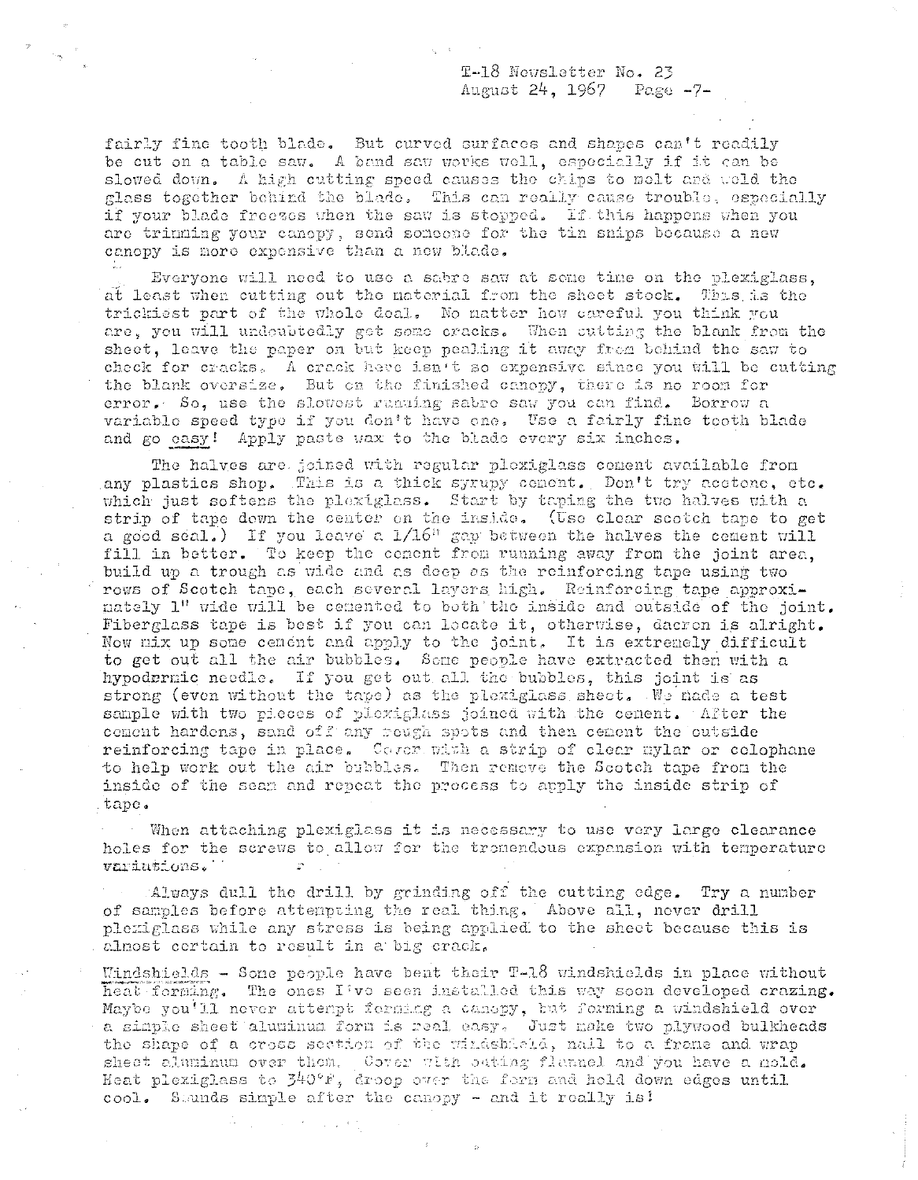fairly fine tooth blade. But curved surfaces and shapes can't readily be cut on a table saw. A band saw works well, especially if it can be slowed down. A high cutting speed causes the chips to melt and weld the glass together behind the blade. This can really cause trouble, especially if your blade freezes when the saw is stopped. If this happens when you are trimming your canopy, send someone for the tin snips because a new canopy is more expensive than a new blade.

Everyone will need to use a sabre saw at some time on the plexiglass, at least when cutting out the material from the sheet stock. This is the trickiest part of the whole deal. No matter how careful you think you are, you will undoubtedly get some cracks. When cutting the blank from the sheet, leave the paper on but keep pealing it away from behind the saw to check for cracks. A crack here isn't so expensive since you will be cutting the blank oversize. But on the finished canopy, there is no room for error. So, use the slowest running sabre saw you can find. Borrow a variable speed type if you don't have one. Use a fairly fine tooth blade and go easy! Apply paste wax to the blade every six inches.

The halves are joined with regular plexiglass cement available from any plastics shop. This is a thick syrupy cement. Don't try acetone, etc. which just softens the plexiglass. Start by taping the two halves with a strip of tape down the center on the inside. (Use clear scotch tape to get a good seal.) If you leave a 1/16" gap between the halves the cement will fill in better. To keep the cement from running away from the joint area, build up a trough as wide and as deep as the reinforcing tape using two rows of Scotch tape, each several layers high. Reinforcing tape approximately 1" wide will be cemented to both the inside and outside of the joint. Fiberglass tape is best if you can locate it, otherwise, dacron is alright. Now mix up some cement and apply to the joint. It is extremely difficult to get out all the air bubbles. Some people have extracted them with a hypodermic needle. If you get out all the bubbles, this joint is as strong (even without the tape) as the plexiglass sheet. We made a test sample with two pieces of plexiglass joined with the cement. After the cement hardens, sand off any rough spots and then cement the outside reinforcing tape in place. Cover with a strip of clear mylar or celophane to help work out the air bubbles. Then remove the Scotch tape from the inside of the seam and repeat the process to apply the inside strip of tape.

When attaching plexiglass it is necessary to use very large clearance holes for the screws to allow for the tremendous expansion with temperature variations.

Always dull the drill by grinding off the cutting edge. Try a number of samples before attempting the real thing. Above all, never drill plexiglass while any stress is being applied to the sheet because this is almost certain to result in a big crack.

Windshields - Some people have bent their T-18 windshields in place without heat forming. The ones I've seen installed this way soon developed crazing. Maybe you'll never attempt forming a canopy, but forming a windshield over a simple sheet aluminum form is real easy. Just make two plywood bulkheads the shape of a cross section of the windshield, nail to a frame and wrap sheet aluminum over them. Cover with outing flannel and you have a mold. Heat plexiglass to 340°F, droop over the form and hold down edges until cool. Sounds simple after the canopy - and it really is!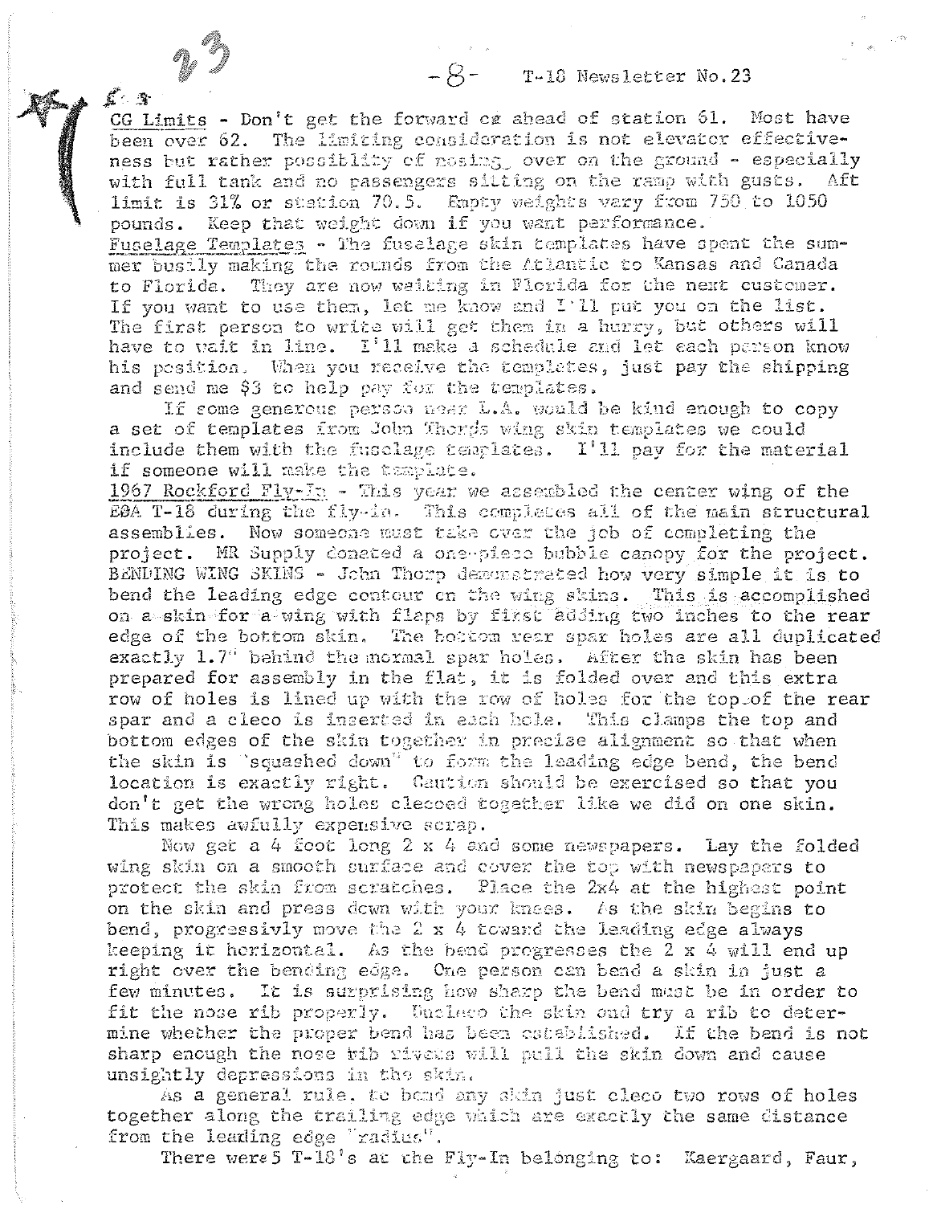**CG Limits** - Don't get the forward cg ahead of station 61. Most have been over 62. The limiting consideration is not elevator effectiveness but rather possiblity of nosing over on the ground - especially with full tank and no passengers sitting on the ramp with gusts. Aft limit is 31% or station 70.5. Empty weights vary from 750 to 1050 pounds. Keep that weight down if you want performance.

**Fuselage Templates** - The fuselage skin templates have spent the summer busily making the rounds from the Atlantic to Kansas and Canada to Florida. They are now waiting in Florida for the next customer. If you want to use them, let me know and I'll put you on the list. The first person to write will get them in a hurry, but others will have to wait in line. I'll make a schedule and let each person know his position. When you receive the templates, just pay the shipping and send me $3 to help pay for the templates.

If some generous person near L.A. would be kind enough to copy a set of templates from John Thorps wing skin templates we could include them with the fuselage templates. I'll pay for the material if someone will make the template.

**1967 Rockford Fly-In** - This year we assembled the center wing of the EAA T-18 during the fly-in. This completes all of the main structural assemblies. Now someone must take over the job of completing the project. MR Supply donated a one-piece bubble canopy for the project.

**BENDING WING SKINS** - John Thorp demonstrated how very simple it is to bend the leading edge contour on the wing skins. This is accomplished on a skin for a wing with flaps by first adding two inches to the rear edge of the bottom skin. The bottom rear spar holes are all duplicated exactly 1.7" behind the normal spar holes. After the skin has been prepared for assembly in the flat, it is folded over and this extra row of holes is lined up with the row of holes for the top of the rear spar and a cleco is inserted in each hole. This clamps the top and bottom edges of the skin together in precise alignment so that when the skin is "squashed down" to form the leading edge bend, the bend location is exactly right. Caution should be exercised so that you don't get the wrong holes clecoed together like we did on one skin. This makes awfully expensive scrap.

Now get a 4 foot long 2 x 4 and some newspapers. Lay the folded wing skin on a smooth surface and cover the top with newspapers to protect the skin from scratches. Place the 2x4 at the highest point on the skin and press down with your knees. As the skin begins to bend, progressivly move the 2 x 4 toward the leading edge always keeping it horizontal. As the bend progresses the 2 x 4 will end up right over the bending edge. One person can bend a skin in just a few minutes. It is surprising how sharp the bend must be in order to fit the nose rib properly. Uncleco the skin and try a rib to determine whether the proper bend has been established. If the bend is not sharp enough the nose rib rivets will pull the skin down and cause unsightly depressions in the skin.

As a general rule, to bend any skin just cleco two rows of holes together along the trailing edge which are exactly the same distance from the leading edge "radius".

There were 5 T-18's at the Fly-In belonging to: Kaergaard, Faur,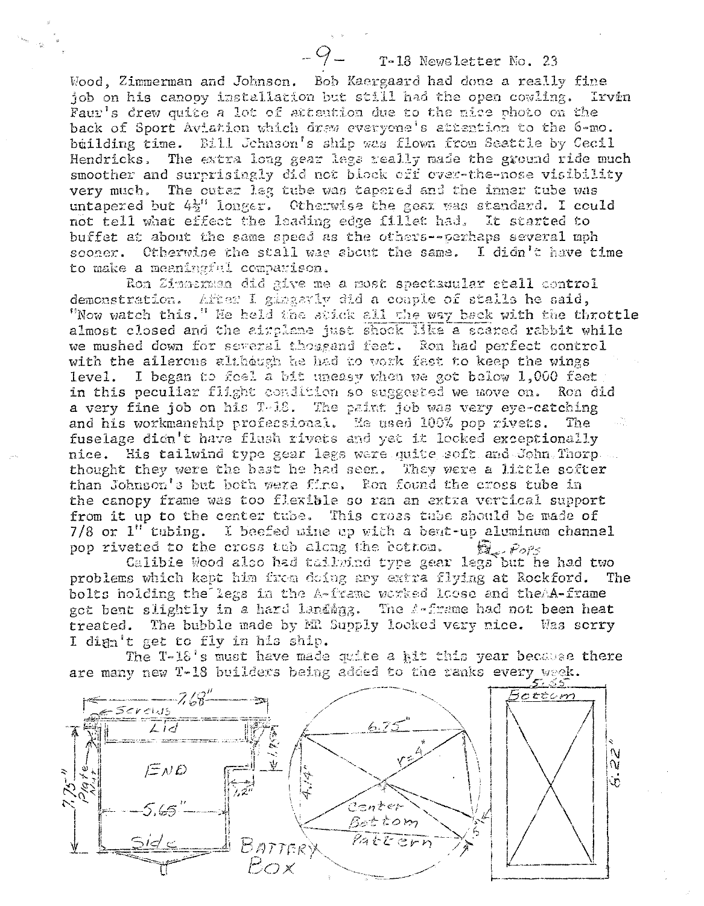Wood, Zimmerman and Johnson. Bob Kaergaard had done a really fine job on his canopy installation but still had the open cowling. Irvin Faur's drew quite a lot of attention due to the nice photo on the back of Sport Aviation which drew everyone's attention to the 6-mo. building time. Bill Johnson's ship was flown from Seattle by Cecil Hendricks. The extra long gear legs really made the ground ride much smoother and surprisingly did not block off over-the-nose visibility very much. The outer leg tube was tapered and the inner tube was untapered but 4½" longer. Otherwise the gear was standard. I could not tell what effect the leading edge fillet had. It started to buffet at about the same speed as the others--perhaps several mph sooner. Otherwise the stall was about the same. I didn't have time to make a meaningful comparison.

Ron Zimmerman did give me a most spectacular stall control demonstration. After I gingerly did a couple of stalls he said, "Now watch this." He held the stick all the way back with the throttle almost closed and the airplane just shook like a scared rabbit while we mushed down for several thousand feet. Ron had perfect control with the ailerons although he had to work fast to keep the wings level. I began to feel a bit uneasy when we got below 1,000 feet in this peculiar flight condition so suggested we move on. Ron did a very fine job on his T-18. The paint job was very eye-catching and his workmanship professional. He used 100% pop rivets. The fuselage didn't have flush rivets and yet it looked exceptionally nice. His tailwind type gear legs were quite soft and John Thorp thought they were the best he had seen. They were a little softer than Johnson's but both were fine. Ron found the cross tube in the canopy frame was too flexible so ran an extra vertical support from it up to the center tube. This cross tube should be made of 7/8 or 1" tubing. I beefed mine up with a bent-up aluminum channel pop riveted to the cross tub along the bottom. ← Pops

Calibie Wood also had tailwind type gear legs but he had two problems which kept him from doing any extra flying at Rockford. The bolts holding the legs in the A-frame worked loose and the A-frame got bent slightly in a hard landing. The A-frame had not been heat treated. The bubble made by MR Supply looked very nice. Was sorry I didn't get to fly in his ship.

The T-18's must have made quite a hit this year because there are many new T-18 builders being added to the ranks every week.

BATTERY BOX — Screws; Lid; End; Side; Plate; 7.68"; 1.75"; 7.75"; 5.65"; .2"

Center Bottom Pattern — 6.75"; r=4"; 4.14"; .5"

Bottom — 5.65"; 6.22"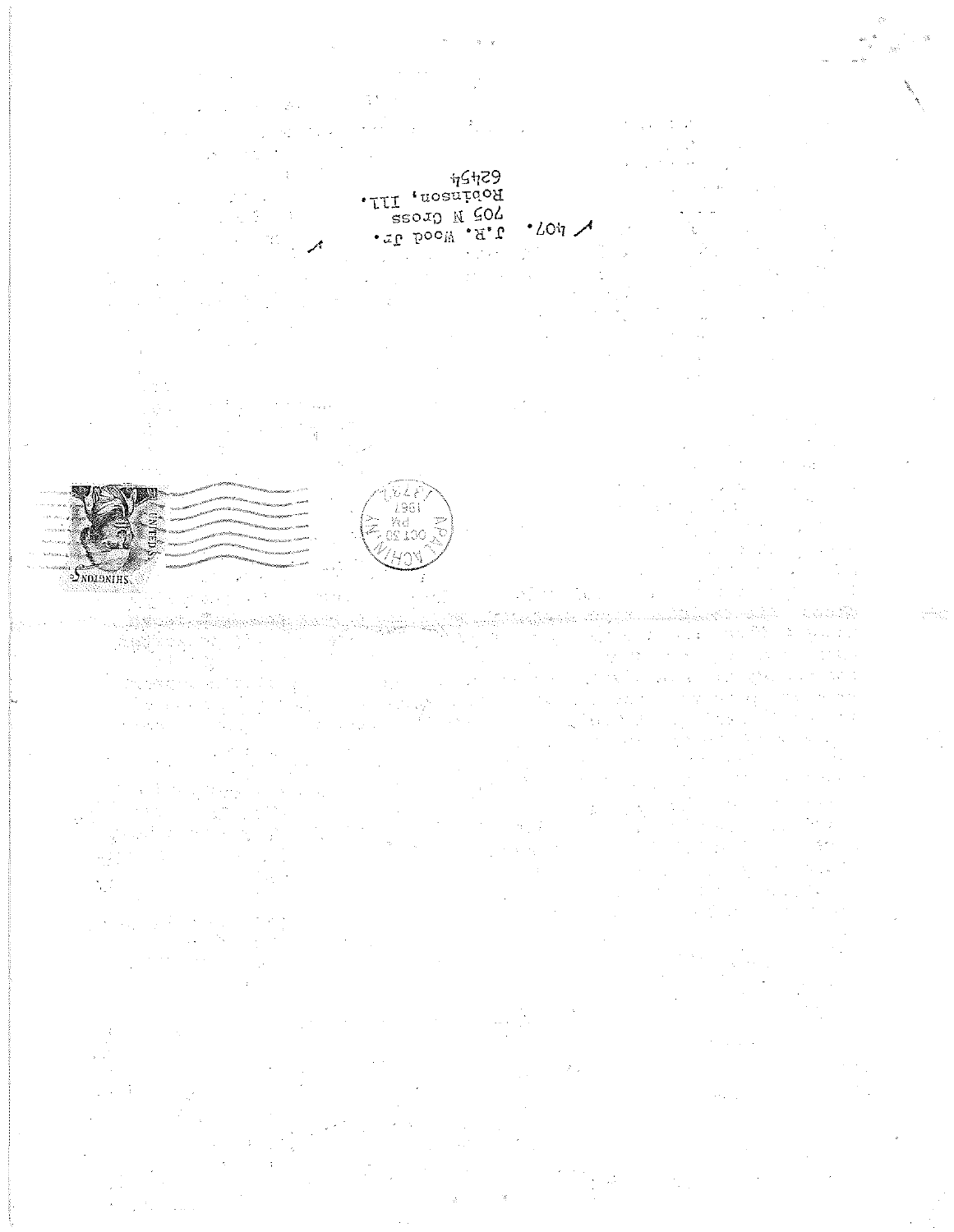✓ 407. J.R. Wood Jr.
705 N Cross
Robinson, Ill.
62454

APALACHIN, N.Y.
OCT 30
PM
1967
13732

UNITED STATES
WASHINGTON 5